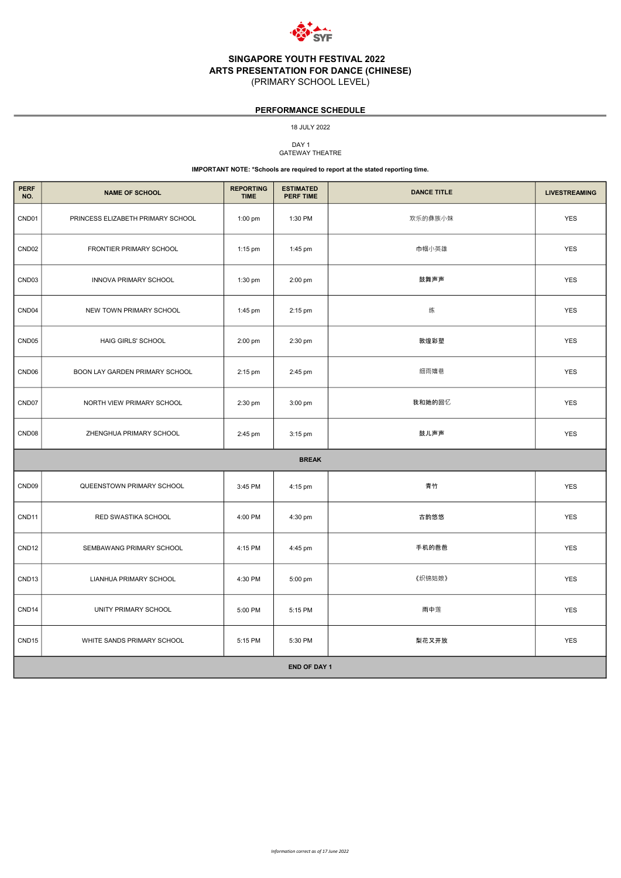# SINGAPORE YOUTH FESTIVAL 2022
## ARTS PRESENTATION FOR DANCE (CHINESE)
(PRIMARY SCHOOL LEVEL)

**PERFORMANCE SCHEDULE**

18 JULY 2022

DAY 1
GATEWAY THEATRE

**IMPORTANT NOTE: *Schools are required to report at the stated reporting time.**

| PERF NO. | NAME OF SCHOOL | REPORTING TIME | ESTIMATED PERF TIME | DANCE TITLE | LIVESTREAMING |
|---|---|---|---|---|---|
| CND01 | PRINCESS ELIZABETH PRIMARY SCHOOL | 1:00 pm | 1:30 PM | 欢乐的彝族小妹 | YES |
| CND02 | FRONTIER PRIMARY SCHOOL | 1:15 pm | 1:45 pm | 巾帼小英雄 | YES |
| CND03 | INNOVA PRIMARY SCHOOL | 1:30 pm | 2:00 pm | 鼓舞声声 | YES |
| CND04 | NEW TOWN PRIMARY SCHOOL | 1:45 pm | 2:15 pm | 练 | YES |
| CND05 | HAIG GIRLS' SCHOOL | 2:00 pm | 2:30 pm | 敦煌彩塑 | YES |
| CND06 | BOON LAY GARDEN PRIMARY SCHOOL | 2:15 pm | 2:45 pm | 细雨嬉巷 | YES |
| CND07 | NORTH VIEW PRIMARY SCHOOL | 2:30 pm | 3:00 pm | 我和她的回忆 | YES |
| CND08 | ZHENGHUA PRIMARY SCHOOL | 2:45 pm | 3:15 pm | 鼓儿声声 | YES |
| **BREAK** | | | | | |
| CND09 | QUEENSTOWN PRIMARY SCHOOL | 3:45 PM | 4:15 pm | 青竹 | YES |
| CND11 | RED SWASTIKA SCHOOL | 4:00 PM | 4:30 pm | 古韵悠悠 | YES |
| CND12 | SEMBAWANG PRIMARY SCHOOL | 4:15 PM | 4:45 pm | 手机的爸爸 | YES |
| CND13 | LIANHUA PRIMARY SCHOOL | 4:30 PM | 5:00 pm | 《织锦姑娘》 | YES |
| CND14 | UNITY PRIMARY SCHOOL | 5:00 PM | 5:15 PM | 雨中莲 | YES |
| CND15 | WHITE SANDS PRIMARY SCHOOL | 5:15 PM | 5:30 PM | 梨花又开放 | YES |
| **END OF DAY 1** | | | | | |

*Information correct as of 17 June 2022*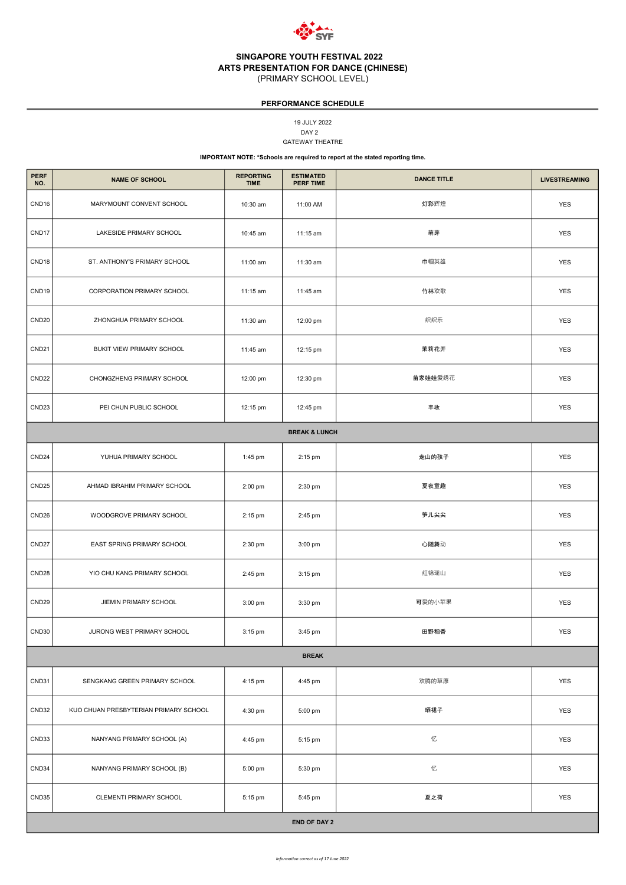# SINGAPORE YOUTH FESTIVAL 2022
# ARTS PRESENTATION FOR DANCE (CHINESE)
(PRIMARY SCHOOL LEVEL)

## PERFORMANCE SCHEDULE

19 JULY 2022
DAY 2
GATEWAY THEATRE

**IMPORTANT NOTE: *Schools are required to report at the stated reporting time.**

| PERF NO. | NAME OF SCHOOL | REPORTING TIME | ESTIMATED PERF TIME | DANCE TITLE | LIVESTREAMING |
|---|---|---|---|---|---|
| CND16 | MARYMOUNT CONVENT SCHOOL | 10:30 am | 11:00 AM | 灯彩辉煌 | YES |
| CND17 | LAKESIDE PRIMARY SCHOOL | 10:45 am | 11:15 am | 萌芽 | YES |
| CND18 | ST. ANTHONY'S PRIMARY SCHOOL | 11:00 am | 11:30 am | 巾帼英雄 | YES |
| CND19 | CORPORATION PRIMARY SCHOOL | 11:15 am | 11:45 am | 竹林欢歌 | YES |
| CND20 | ZHONGHUA PRIMARY SCHOOL | 11:30 am | 12:00 pm | 织织乐 | YES |
| CND21 | BUKIT VIEW PRIMARY SCHOOL | 11:45 am | 12:15 pm | 茉莉花开 | YES |
| CND22 | CHONGZHENG PRIMARY SCHOOL | 12:00 pm | 12:30 pm | 苗家娃娃爱绣花 | YES |
| CND23 | PEI CHUN PUBLIC SCHOOL | 12:15 pm | 12:45 pm | 丰收 | YES |
| **BREAK & LUNCH** | | | | | |
| CND24 | YUHUA PRIMARY SCHOOL | 1:45 pm | 2:15 pm | 走山的孩子 | YES |
| CND25 | AHMAD IBRAHIM PRIMARY SCHOOL | 2:00 pm | 2:30 pm | 夏夜童趣 | YES |
| CND26 | WOODGROVE PRIMARY SCHOOL | 2:15 pm | 2:45 pm | 笋儿尖尖 | YES |
| CND27 | EAST SPRING PRIMARY SCHOOL | 2:30 pm | 3:00 pm | 心随舞动 | YES |
| CND28 | YIO CHU KANG PRIMARY SCHOOL | 2:45 pm | 3:15 pm | 红锦瑶山 | YES |
| CND29 | JIEMIN PRIMARY SCHOOL | 3:00 pm | 3:30 pm | 可爱的小苹果 | YES |
| CND30 | JURONG WEST PRIMARY SCHOOL | 3:15 pm | 3:45 pm | 田野稻香 | YES |
| **BREAK** | | | | | |
| CND31 | SENGKANG GREEN PRIMARY SCHOOL | 4:15 pm | 4:45 pm | 欢腾的草原 | YES |
| CND32 | KUO CHUAN PRESBYTERIAN PRIMARY SCHOOL | 4:30 pm | 5:00 pm | 晒裙子 | YES |
| CND33 | NANYANG PRIMARY SCHOOL (A) | 4:45 pm | 5:15 pm | 忆 | YES |
| CND34 | NANYANG PRIMARY SCHOOL (B) | 5:00 pm | 5:30 pm | 忆 | YES |
| CND35 | CLEMENTI PRIMARY SCHOOL | 5:15 pm | 5:45 pm | 夏之荷 | YES |
| **END OF DAY 2** | | | | | |

*Information correct as of 17 June 2022*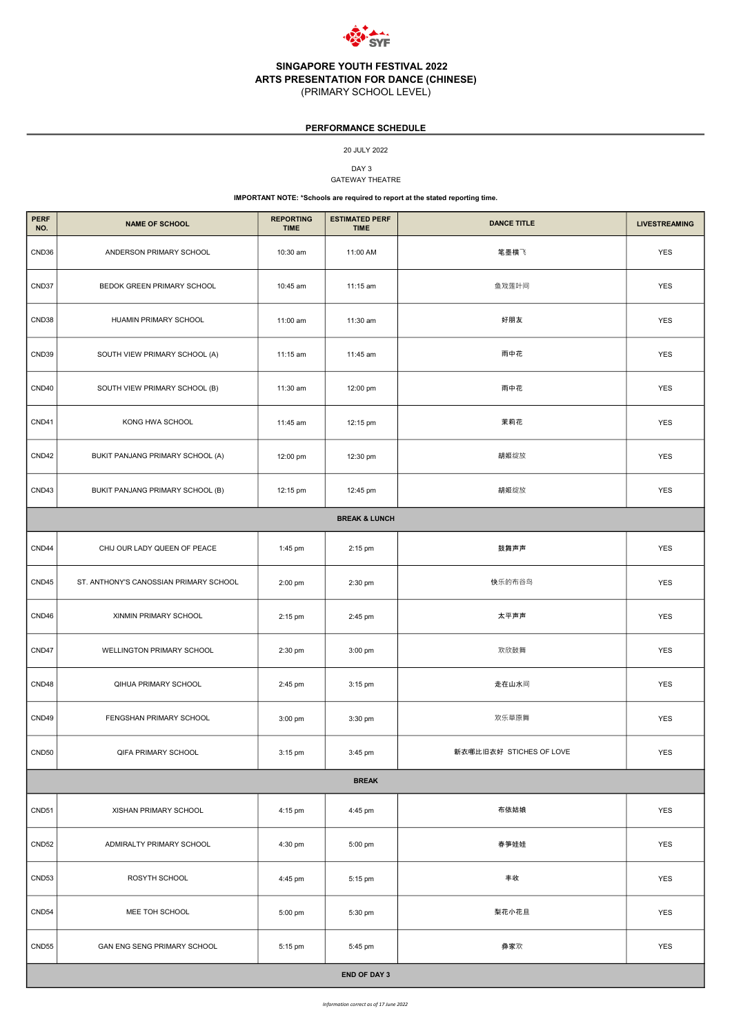# SINGAPORE YOUTH FESTIVAL 2022
## ARTS PRESENTATION FOR DANCE (CHINESE)
(PRIMARY SCHOOL LEVEL)

**PERFORMANCE SCHEDULE**

20 JULY 2022

DAY 3
GATEWAY THEATRE

**IMPORTANT NOTE: *Schools are required to report at the stated reporting time.**

| PERF NO. | NAME OF SCHOOL | REPORTING TIME | ESTIMATED PERF TIME | DANCE TITLE | LIVESTREAMING |
|---|---|---|---|---|---|
| CND36 | ANDERSON PRIMARY SCHOOL | 10:30 am | 11:00 AM | 笔墨横飞 | YES |
| CND37 | BEDOK GREEN PRIMARY SCHOOL | 10:45 am | 11:15 am | 鱼戏莲叶间 | YES |
| CND38 | HUAMIN PRIMARY SCHOOL | 11:00 am | 11:30 am | 好朋友 | YES |
| CND39 | SOUTH VIEW PRIMARY SCHOOL (A) | 11:15 am | 11:45 am | 雨中花 | YES |
| CND40 | SOUTH VIEW PRIMARY SCHOOL (B) | 11:30 am | 12:00 pm | 雨中花 | YES |
| CND41 | KONG HWA SCHOOL | 11:45 am | 12:15 pm | 茉莉花 | YES |
| CND42 | BUKIT PANJANG PRIMARY SCHOOL (A) | 12:00 pm | 12:30 pm | 胡姬绽放 | YES |
| CND43 | BUKIT PANJANG PRIMARY SCHOOL (B) | 12:15 pm | 12:45 pm | 胡姬绽放 | YES |
| **BREAK & LUNCH** | | | | | |
| CND44 | CHIJ OUR LADY QUEEN OF PEACE | 1:45 pm | 2:15 pm | 鼓舞声声 | YES |
| CND45 | ST. ANTHONY'S CANOSSIAN PRIMARY SCHOOL | 2:00 pm | 2:30 pm | 快乐的布谷鸟 | YES |
| CND46 | XINMIN PRIMARY SCHOOL | 2:15 pm | 2:45 pm | 太平声声 | YES |
| CND47 | WELLINGTON PRIMARY SCHOOL | 2:30 pm | 3:00 pm | 欢欣鼓舞 | YES |
| CND48 | QIHUA PRIMARY SCHOOL | 2:45 pm | 3:15 pm | 走在山水间 | YES |
| CND49 | FENGSHAN PRIMARY SCHOOL | 3:00 pm | 3:30 pm | 欢乐草原舞 | YES |
| CND50 | QIFA PRIMARY SCHOOL | 3:15 pm | 3:45 pm | 新衣哪比旧衣好 STICHES OF LOVE | YES |
| **BREAK** | | | | | |
| CND51 | XISHAN PRIMARY SCHOOL | 4:15 pm | 4:45 pm | 布依姑娘 | YES |
| CND52 | ADMIRALTY PRIMARY SCHOOL | 4:30 pm | 5:00 pm | 春笋娃娃 | YES |
| CND53 | ROSYTH SCHOOL | 4:45 pm | 5:15 pm | 丰收 | YES |
| CND54 | MEE TOH SCHOOL | 5:00 pm | 5:30 pm | 梨花小花旦 | YES |
| CND55 | GAN ENG SENG PRIMARY SCHOOL | 5:15 pm | 5:45 pm | 彝家欢 | YES |
| **END OF DAY 3** | | | | | |

*Information correct as of 17 June 2022*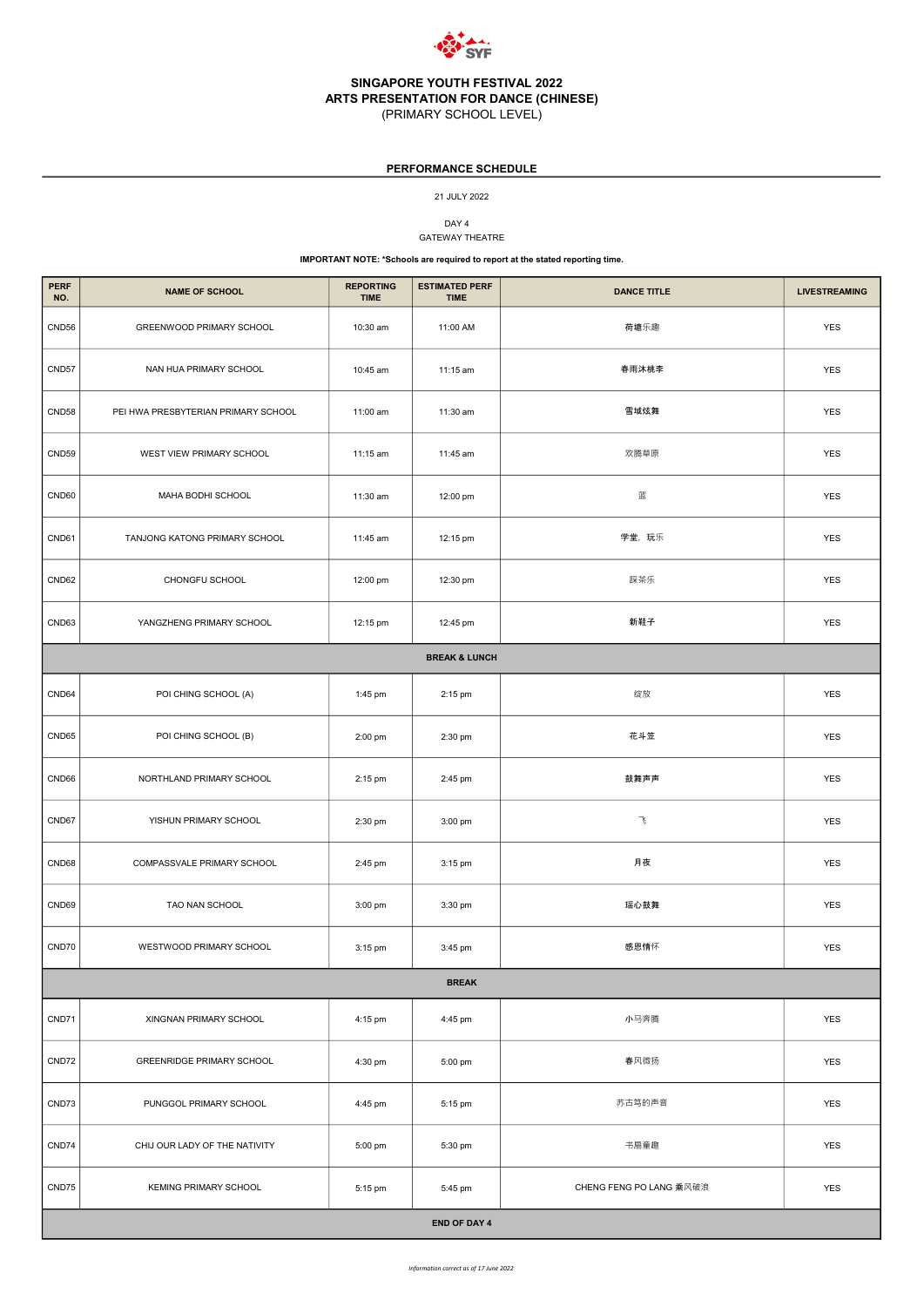# SINGAPORE YOUTH FESTIVAL 2022
## ARTS PRESENTATION FOR DANCE (CHINESE)
(PRIMARY SCHOOL LEVEL)

### PERFORMANCE SCHEDULE

21 JULY 2022

DAY 4
GATEWAY THEATRE

**IMPORTANT NOTE: *Schools are required to report at the stated reporting time.**

| PERF NO. | NAME OF SCHOOL | REPORTING TIME | ESTIMATED PERF TIME | DANCE TITLE | LIVESTREAMING |
|---|---|---|---|---|---|
| CND56 | GREENWOOD PRIMARY SCHOOL | 10:30 am | 11:00 AM | 荷塘乐趣 | YES |
| CND57 | NAN HUA PRIMARY SCHOOL | 10:45 am | 11:15 am | 春雨沐桃李 | YES |
| CND58 | PEI HWA PRESBYTERIAN PRIMARY SCHOOL | 11:00 am | 11:30 am | 雪域炫舞 | YES |
| CND59 | WEST VIEW PRIMARY SCHOOL | 11:15 am | 11:45 am | 欢腾草原 | YES |
| CND60 | MAHA BODHI SCHOOL | 11:30 am | 12:00 pm | 蓝 | YES |
| CND61 | TANJONG KATONG PRIMARY SCHOOL | 11:45 am | 12:15 pm | 学堂，玩乐 | YES |
| CND62 | CHONGFU SCHOOL | 12:00 pm | 12:30 pm | 踩茶乐 | YES |
| CND63 | YANGZHENG PRIMARY SCHOOL | 12:15 pm | 12:45 pm | 新鞋子 | YES |
| **BREAK & LUNCH** | | | | | |
| CND64 | POI CHING SCHOOL (A) | 1:45 pm | 2:15 pm | 绽放 | YES |
| CND65 | POI CHING SCHOOL (B) | 2:00 pm | 2:30 pm | 花斗笠 | YES |
| CND66 | NORTHLAND PRIMARY SCHOOL | 2:15 pm | 2:45 pm | 鼓舞声声 | YES |
| CND67 | YISHUN PRIMARY SCHOOL | 2:30 pm | 3:00 pm | 飞 | YES |
| CND68 | COMPASSVALE PRIMARY SCHOOL | 2:45 pm | 3:15 pm | 月夜 | YES |
| CND69 | TAO NAN SCHOOL | 3:00 pm | 3:30 pm | 瑶心鼓舞 | YES |
| CND70 | WESTWOOD PRIMARY SCHOOL | 3:15 pm | 3:45 pm | 感恩情怀 | YES |
| **BREAK** | | | | | |
| CND71 | XINGNAN PRIMARY SCHOOL | 4:15 pm | 4:45 pm | 小马奔腾 | YES |
| CND72 | GREENRIDGE PRIMARY SCHOOL | 4:30 pm | 5:00 pm | 春风微扬 | YES |
| CND73 | PUNGGOL PRIMARY SCHOOL | 4:45 pm | 5:15 pm | 苏古笃的声音 | YES |
| CND74 | CHIJ OUR LADY OF THE NATIVITY | 5:00 pm | 5:30 pm | 书扇童趣 | YES |
| CND75 | KEMING PRIMARY SCHOOL | 5:15 pm | 5:45 pm | CHENG FENG PO LANG 乘风破浪 | YES |
| **END OF DAY 4** | | | | | |

*Information correct as of 17 June 2022*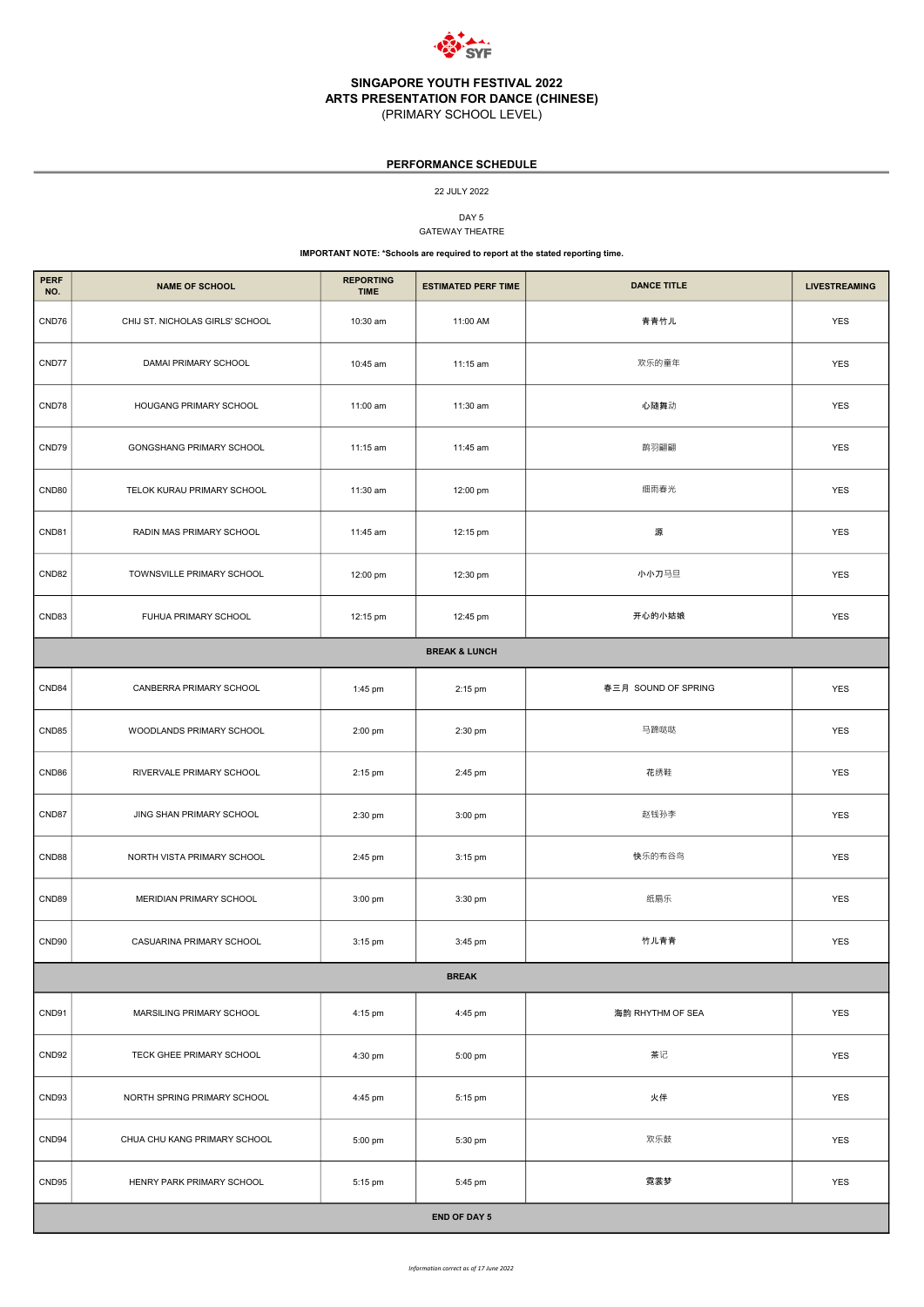# SINGAPORE YOUTH FESTIVAL 2022
## ARTS PRESENTATION FOR DANCE (CHINESE)
(PRIMARY SCHOOL LEVEL)

**PERFORMANCE SCHEDULE**

22 JULY 2022

DAY 5
GATEWAY THEATRE

**IMPORTANT NOTE: *Schools are required to report at the stated reporting time.**

| PERF NO. | NAME OF SCHOOL | REPORTING TIME | ESTIMATED PERF TIME | DANCE TITLE | LIVESTREAMING |
|---|---|---|---|---|---|
| CND76 | CHIJ ST. NICHOLAS GIRLS' SCHOOL | 10:30 am | 11:00 AM | 青青竹儿 | YES |
| CND77 | DAMAI PRIMARY SCHOOL | 10:45 am | 11:15 am | 欢乐的童年 | YES |
| CND78 | HOUGANG PRIMARY SCHOOL | 11:00 am | 11:30 am | 心随舞动 | YES |
| CND79 | GONGSHANG PRIMARY SCHOOL | 11:15 am | 11:45 am | 鹊羽翩翩 | YES |
| CND80 | TELOK KURAU PRIMARY SCHOOL | 11:30 am | 12:00 pm | 细雨春光 | YES |
| CND81 | RADIN MAS PRIMARY SCHOOL | 11:45 am | 12:15 pm | 源 | YES |
| CND82 | TOWNSVILLE PRIMARY SCHOOL | 12:00 pm | 12:30 pm | 小小刀马旦 | YES |
| CND83 | FUHUA PRIMARY SCHOOL | 12:15 pm | 12:45 pm | 开心的小姑娘 | YES |
| **BREAK & LUNCH** | | | | | |
| CND84 | CANBERRA PRIMARY SCHOOL | 1:45 pm | 2:15 pm | 春三月 SOUND OF SPRING | YES |
| CND85 | WOODLANDS PRIMARY SCHOOL | 2:00 pm | 2:30 pm | 马蹄哒哒 | YES |
| CND86 | RIVERVALE PRIMARY SCHOOL | 2:15 pm | 2:45 pm | 花绣鞋 | YES |
| CND87 | JING SHAN PRIMARY SCHOOL | 2:30 pm | 3:00 pm | 赵钱孙李 | YES |
| CND88 | NORTH VISTA PRIMARY SCHOOL | 2:45 pm | 3:15 pm | 快乐的布谷鸟 | YES |
| CND89 | MERIDIAN PRIMARY SCHOOL | 3:00 pm | 3:30 pm | 纸扇乐 | YES |
| CND90 | CASUARINA PRIMARY SCHOOL | 3:15 pm | 3:45 pm | 竹儿青青 | YES |
| **BREAK** | | | | | |
| CND91 | MARSILING PRIMARY SCHOOL | 4:15 pm | 4:45 pm | 海韵 RHYTHM OF SEA | YES |
| CND92 | TECK GHEE PRIMARY SCHOOL | 4:30 pm | 5:00 pm | 茶记 | YES |
| CND93 | NORTH SPRING PRIMARY SCHOOL | 4:45 pm | 5:15 pm | 火伴 | YES |
| CND94 | CHUA CHU KANG PRIMARY SCHOOL | 5:00 pm | 5:30 pm | 欢乐鼓 | YES |
| CND95 | HENRY PARK PRIMARY SCHOOL | 5:15 pm | 5:45 pm | 霓裳梦 | YES |
| **END OF DAY 5** | | | | | |

*Information correct as of 17 June 2022*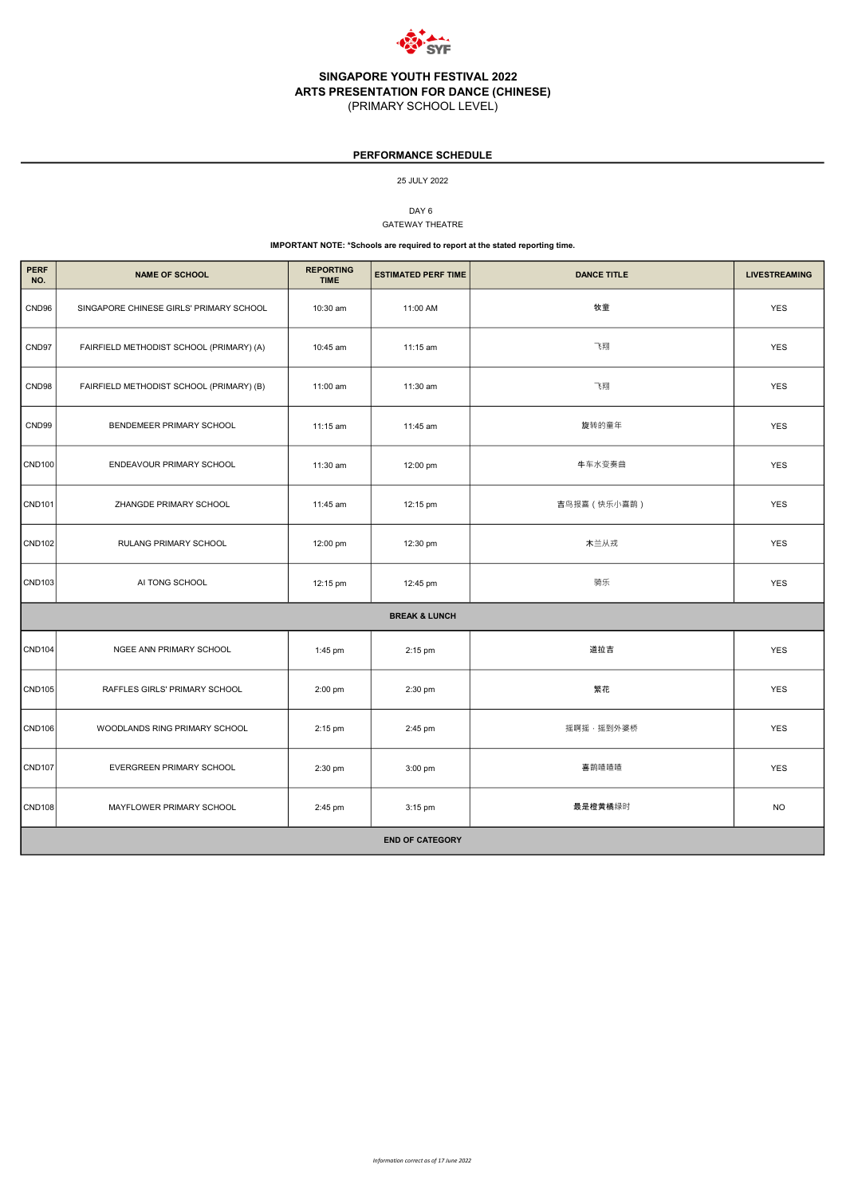# SINGAPORE YOUTH FESTIVAL 2022
# ARTS PRESENTATION FOR DANCE (CHINESE)
(PRIMARY SCHOOL LEVEL)

## PERFORMANCE SCHEDULE

25 JULY 2022

DAY 6
GATEWAY THEATRE

**IMPORTANT NOTE: *Schools are required to report at the stated reporting time.**

| PERF NO. | NAME OF SCHOOL | REPORTING TIME | ESTIMATED PERF TIME | DANCE TITLE | LIVESTREAMING |
|---|---|---|---|---|---|
| CND96 | SINGAPORE CHINESE GIRLS' PRIMARY SCHOOL | 10:30 am | 11:00 AM | 牧童 | YES |
| CND97 | FAIRFIELD METHODIST SCHOOL (PRIMARY) (A) | 10:45 am | 11:15 am | 飞翔 | YES |
| CND98 | FAIRFIELD METHODIST SCHOOL (PRIMARY) (B) | 11:00 am | 11:30 am | 飞翔 | YES |
| CND99 | BENDEMEER PRIMARY SCHOOL | 11:15 am | 11:45 am | 旋转的童年 | YES |
| CND100 | ENDEAVOUR PRIMARY SCHOOL | 11:30 am | 12:00 pm | 牛车水变奏曲 | YES |
| CND101 | ZHANGDE PRIMARY SCHOOL | 11:45 am | 12:15 pm | 吉鸟报喜（快乐小喜鹊） | YES |
| CND102 | RULANG PRIMARY SCHOOL | 12:00 pm | 12:30 pm | 木兰从戎 | YES |
| CND103 | AI TONG SCHOOL | 12:15 pm | 12:45 pm | 骑乐 | YES |
| **BREAK & LUNCH** | | | | | |
| CND104 | NGEE ANN PRIMARY SCHOOL | 1:45 pm | 2:15 pm | 道拉吉 | YES |
| CND105 | RAFFLES GIRLS' PRIMARY SCHOOL | 2:00 pm | 2:30 pm | 繁花 | YES |
| CND106 | WOODLANDS RING PRIMARY SCHOOL | 2:15 pm | 2:45 pm | 摇啊摇，摇到外婆桥 | YES |
| CND107 | EVERGREEN PRIMARY SCHOOL | 2:30 pm | 3:00 pm | 喜鹊喳喳喳 | YES |
| CND108 | MAYFLOWER PRIMARY SCHOOL | 2:45 pm | 3:15 pm | 最是橙黄橘绿时 | NO |
| **END OF CATEGORY** | | | | | |

*Information correct as of 17 June 2022*